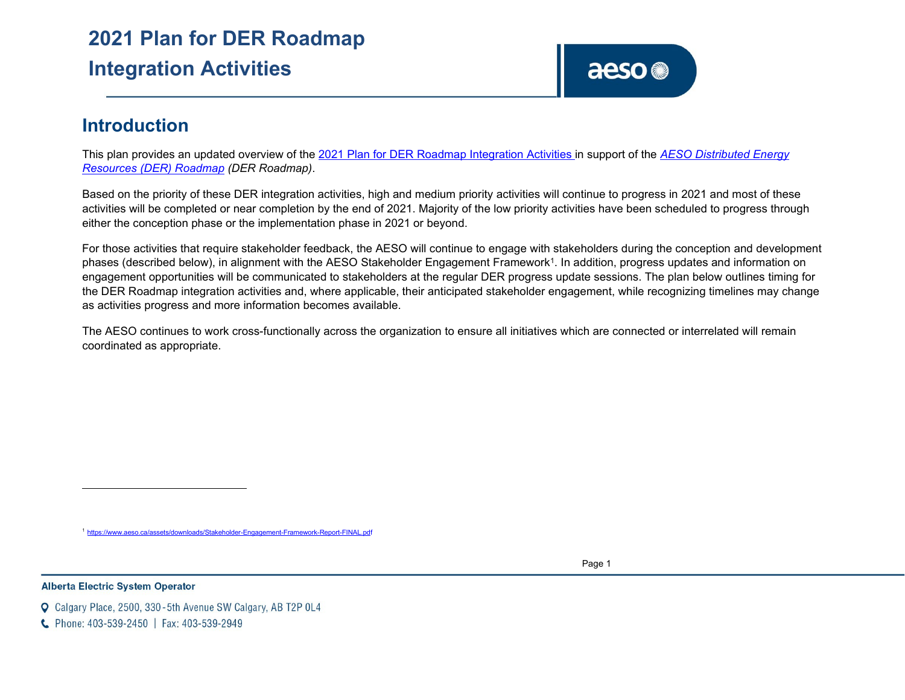# 2021 Plan for DER Roadmap Integration Activities

## Introduction

This plan provides an updated overview of the 2021 Plan for DER Roadmap Integration Activities in support of the *AESO Distributed Energy Resources (DER) Roadmap* *(DER Roadmap)*.

Based on the priority of these DER integration activities, high and medium priority activities will continue to progress in 2021 and most of these activities will be completed or near completion by the end of 2021. Majority of the low priority activities have been scheduled to progress through either the conception phase or the implementation phase in 2021 or beyond.

For those activities that require stakeholder feedback, the AESO will continue to engage with stakeholders during the conception and development phases (described below), in alignment with the AESO Stakeholder Engagement Framework[1]. In addition, progress updates and information on engagement opportunities will be communicated to stakeholders at the regular DER progress update sessions. The plan below outlines timing for the DER Roadmap integration activities and, where applicable, their anticipated stakeholder engagement, while recognizing timelines may change as activities progress and more information becomes available.

The AESO continues to work cross-functionally across the organization to ensure all initiatives which are connected or interrelated will remain coordinated as appropriate.

[1] https://www.aeso.ca/assets/downloads/Stakeholder-Engagement-Framework-Report-FINAL.pdf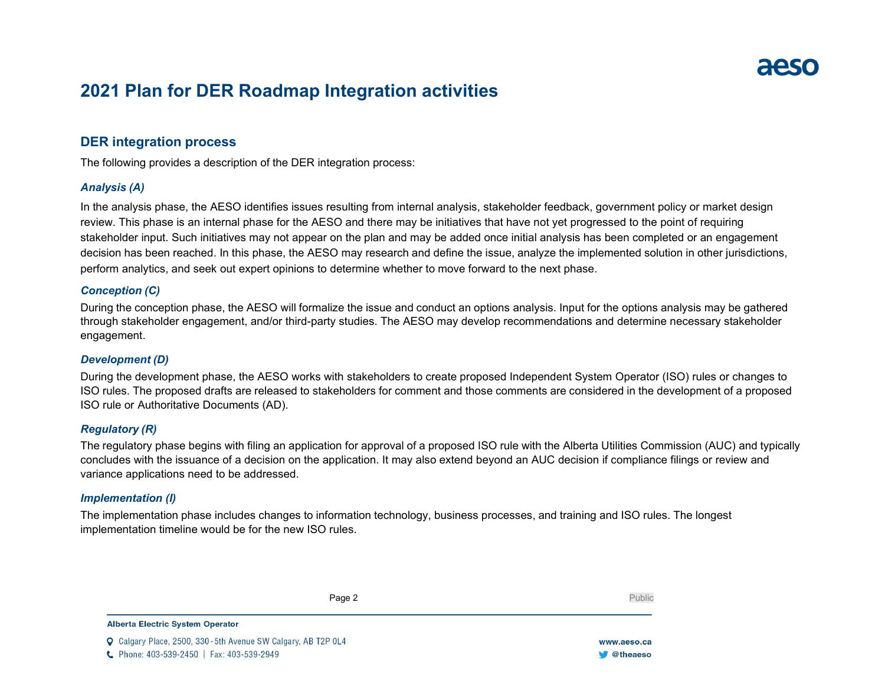# 2021 Plan for DER Roadmap Integration activities

## DER integration process

The following provides a description of the DER integration process:

### *Analysis (A)*

In the analysis phase, the AESO identifies issues resulting from internal analysis, stakeholder feedback, government policy or market design review. This phase is an internal phase for the AESO and there may be initiatives that have not yet progressed to the point of requiring stakeholder input. Such initiatives may not appear on the plan and may be added once initial analysis has been completed or an engagement decision has been reached. In this phase, the AESO may research and define the issue, analyze the implemented solution in other jurisdictions, perform analytics, and seek out expert opinions to determine whether to move forward to the next phase.

### *Conception (C)*

During the conception phase, the AESO will formalize the issue and conduct an options analysis. Input for the options analysis may be gathered through stakeholder engagement, and/or third-party studies. The AESO may develop recommendations and determine necessary stakeholder engagement.

### *Development (D)*

During the development phase, the AESO works with stakeholders to create proposed Independent System Operator (ISO) rules or changes to ISO rules. The proposed drafts are released to stakeholders for comment and those comments are considered in the development of a proposed ISO rule or Authoritative Documents (AD).

### *Regulatory (R)*

The regulatory phase begins with filing an application for approval of a proposed ISO rule with the Alberta Utilities Commission (AUC) and typically concludes with the issuance of a decision on the application. It may also extend beyond an AUC decision if compliance filings or review and variance applications need to be addressed.

### *Implementation (I)*

The implementation phase includes changes to information technology, business processes, and training and ISO rules. The longest implementation timeline would be for the new ISO rules.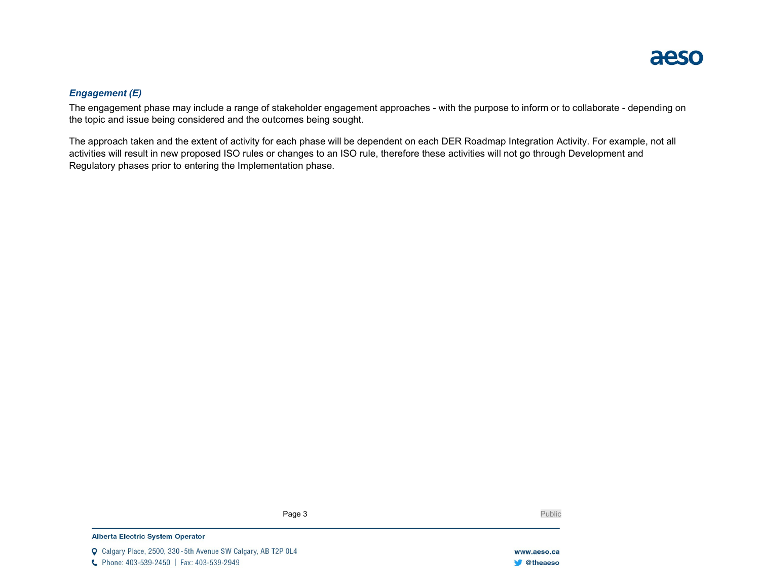***Engagement (E)***

The engagement phase may include a range of stakeholder engagement approaches - with the purpose to inform or to collaborate - depending on the topic and issue being considered and the outcomes being sought.

The approach taken and the extent of activity for each phase will be dependent on each DER Roadmap Integration Activity. For example, not all activities will result in new proposed ISO rules or changes to an ISO rule, therefore these activities will not go through Development and Regulatory phases prior to entering the Implementation phase.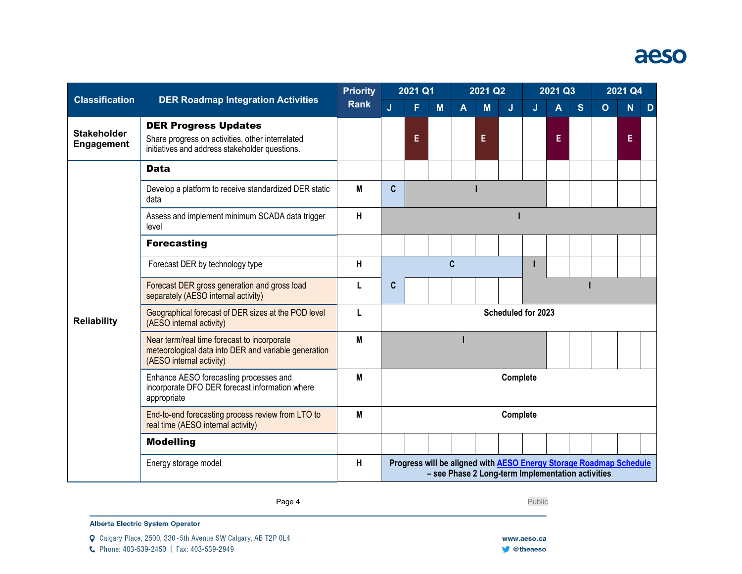| Classification | DER Roadmap Integration Activities | Priority Rank | 2021 Q1 | | | 2021 Q2 | | | 2021 Q3 | | | 2021 Q4 | | |
|---|---|---|---|---|---|---|---|---|---|---|---|---|---|---|
| | | | J | F | M | A | M | J | J | A | S | O | N | D |
| Stakeholder Engagement | **DER Progress Updates** Share progress on activities, other interrelated initiatives and address stakeholder questions. | | | E | | | E | | | E | | | E | |
| Reliability | **Data** | | | | | | | | | | | | | |
| | Develop a platform to receive standardized DER static data | M | C | I | I | I | I | I | I | | | | | |
| | Assess and implement minimum SCADA data trigger level | H | I | I | I | I | I | I | I | I | I | I | I | I |
| | **Forecasting** | | | | | | | | | | | | | |
| | Forecast DER by technology type | H | C | C | C | C | C | C | I | | | | | |
| | Forecast DER gross generation and gross load separately (AESO internal activity) | L | C | | | | | | I | I | I | I | I | I |
| | Geographical forecast of DER sizes at the POD level (AESO internal activity) | L | Scheduled for 2023 | | | | | | | | | | | |
| | Near term/real time forecast to incorporate meteorological data into DER and variable generation (AESO internal activity) | M | I | I | I | I | I | I | I | | | | | |
| | Enhance AESO forecasting processes and incorporate DFO DER forecast information where appropriate | M | Complete | | | | | | | | | | | |
| | End-to-end forecasting process review from LTO to real time (AESO internal activity) | M | Complete | | | | | | | | | | | |
| | **Modelling** | | | | | | | | | | | | | |
| | Energy storage model | H | Progress will be aligned with AESO Energy Storage Roadmap Schedule – see Phase 2 Long-term Implementation activities | | | | | | | | | | | |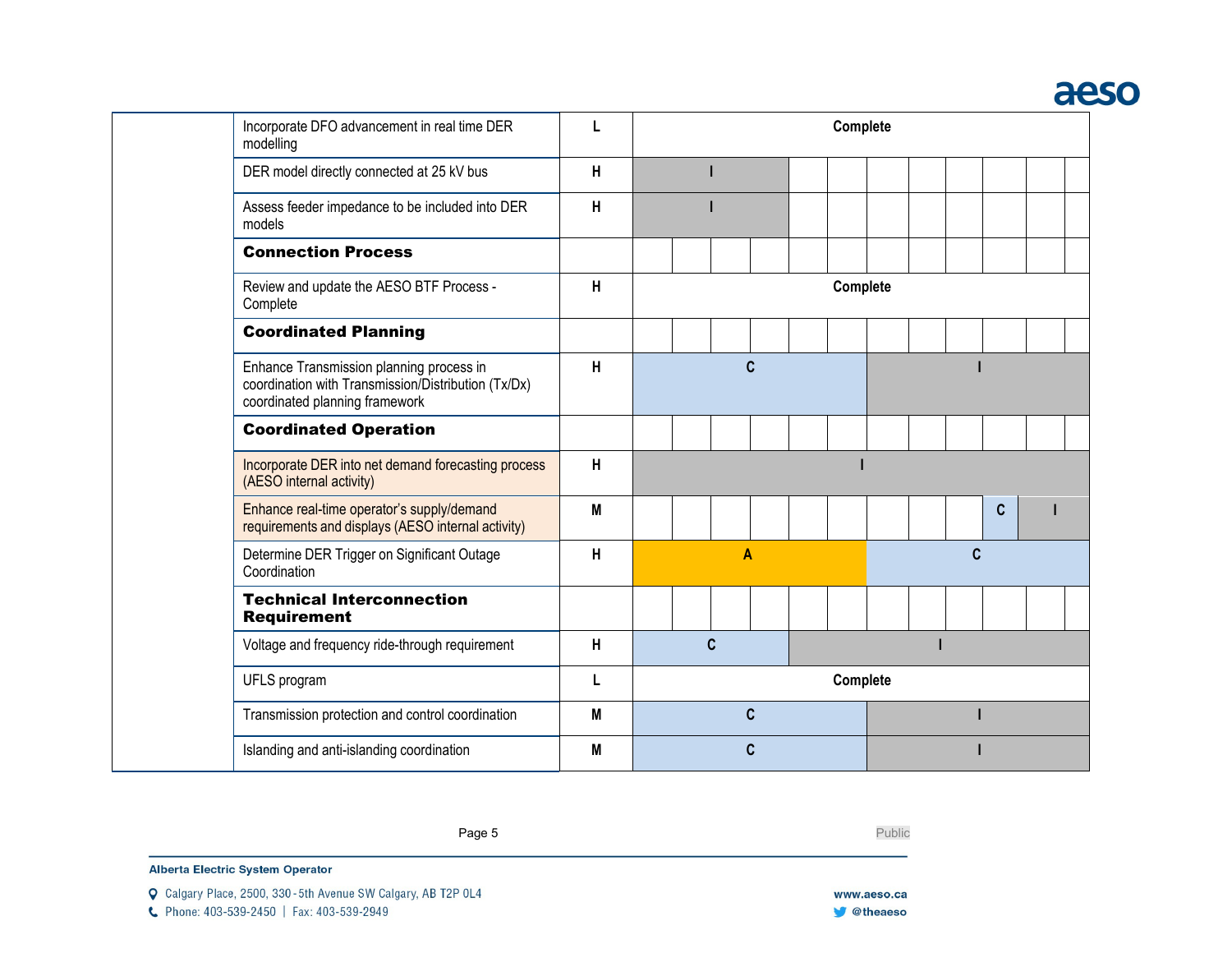| | | | | | | | | | | | | | |
|---|---|---|---|---|---|---|---|---|---|---|---|---|---|
| | Incorporate DFO advancement in real time DER modelling | L | Complete | | | | | | | | | | |
| | DER model directly connected at 25 kV bus | H | I | | | | | | | | | | |
| | Assess feeder impedance to be included into DER models | H | I | | | | | | | | | | |
| | **Connection Process** | | | | | | | | | | | | |
| | Review and update the AESO BTF Process - Complete | H | Complete | | | | | | | | | | |
| | **Coordinated Planning** | | | | | | | | | | | | |
| | Enhance Transmission planning process in coordination with Transmission/Distribution (Tx/Dx) coordinated planning framework | H | C | | | | | | I | | | | |
| | **Coordinated Operation** | | | | | | | | | | | | |
| | Incorporate DER into net demand forecasting process (AESO internal activity) | H | I | | | | | | | | | | |
| | Enhance real-time operator's supply/demand requirements and displays (AESO internal activity) | M | | | | | | | | | | C | I |
| | Determine DER Trigger on Significant Outage Coordination | H | A | | | | | | C | | | | |
| | **Technical Interconnection Requirement** | | | | | | | | | | | | |
| | Voltage and frequency ride-through requirement | H | C | | | | I | | | | | | |
| | UFLS program | L | Complete | | | | | | | | | | |
| | Transmission protection and control coordination | M | C | | | | | | I | | | | |
| | Islanding and anti-islanding coordination | M | C | | | | | | I | | | | |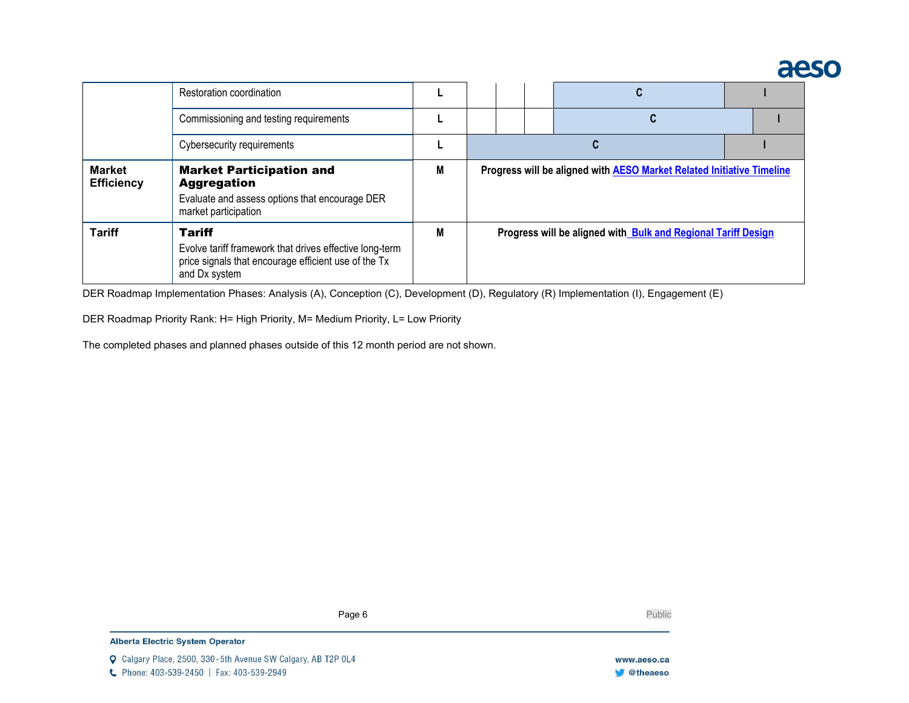| | | | | | | | | |
|---|---|---|---|---|---|---|---|---|
| | Restoration coordination | L | | | | C | | I |
| | Commissioning and testing requirements | L | | | | C | | I |
| | Cybersecurity requirements | L | C | | | | | I |
| **Market Efficiency** | **Market Participation and Aggregation**<br>Evaluate and assess options that encourage DER market participation | M | **Progress will be aligned with [AESO Market Related Initiative Timeline]** | | | | | |
| **Tariff** | **Tariff**<br>Evolve tariff framework that drives effective long-term price signals that encourage efficient use of the Tx and Dx system | M | **Progress will be aligned with [Bulk and Regional Tariff Design]** | | | | | |

DER Roadmap Implementation Phases: Analysis (A), Conception (C), Development (D), Regulatory (R) Implementation (I), Engagement (E)

DER Roadmap Priority Rank: H= High Priority, M= Medium Priority, L= Low Priority

The completed phases and planned phases outside of this 12 month period are not shown.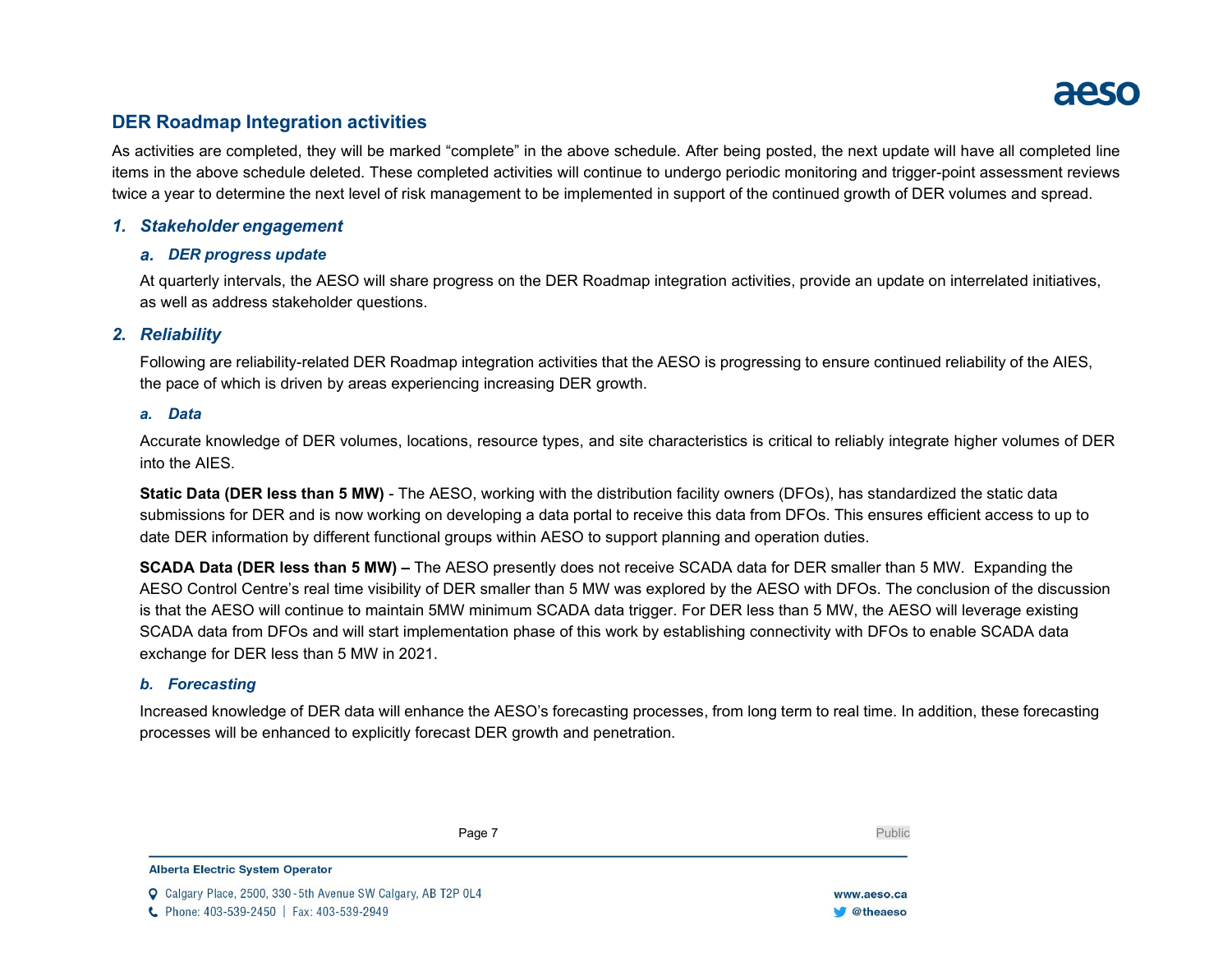## DER Roadmap Integration activities

As activities are completed, they will be marked "complete" in the above schedule. After being posted, the next update will have all completed line items in the above schedule deleted. These completed activities will continue to undergo periodic monitoring and trigger-point assessment reviews twice a year to determine the next level of risk management to be implemented in support of the continued growth of DER volumes and spread.

### *1. Stakeholder engagement*

#### *a. DER progress update*

At quarterly intervals, the AESO will share progress on the DER Roadmap integration activities, provide an update on interrelated initiatives, as well as address stakeholder questions.

### *2. Reliability*

Following are reliability-related DER Roadmap integration activities that the AESO is progressing to ensure continued reliability of the AIES, the pace of which is driven by areas experiencing increasing DER growth.

#### *a. Data*

Accurate knowledge of DER volumes, locations, resource types, and site characteristics is critical to reliably integrate higher volumes of DER into the AIES.

**Static Data (DER less than 5 MW)** - The AESO, working with the distribution facility owners (DFOs), has standardized the static data submissions for DER and is now working on developing a data portal to receive this data from DFOs. This ensures efficient access to up to date DER information by different functional groups within AESO to support planning and operation duties.

**SCADA Data (DER less than 5 MW) –** The AESO presently does not receive SCADA data for DER smaller than 5 MW. Expanding the AESO Control Centre's real time visibility of DER smaller than 5 MW was explored by the AESO with DFOs. The conclusion of the discussion is that the AESO will continue to maintain 5MW minimum SCADA data trigger. For DER less than 5 MW, the AESO will leverage existing SCADA data from DFOs and will start implementation phase of this work by establishing connectivity with DFOs to enable SCADA data exchange for DER less than 5 MW in 2021.

#### *b. Forecasting*

Increased knowledge of DER data will enhance the AESO's forecasting processes, from long term to real time. In addition, these forecasting processes will be enhanced to explicitly forecast DER growth and penetration.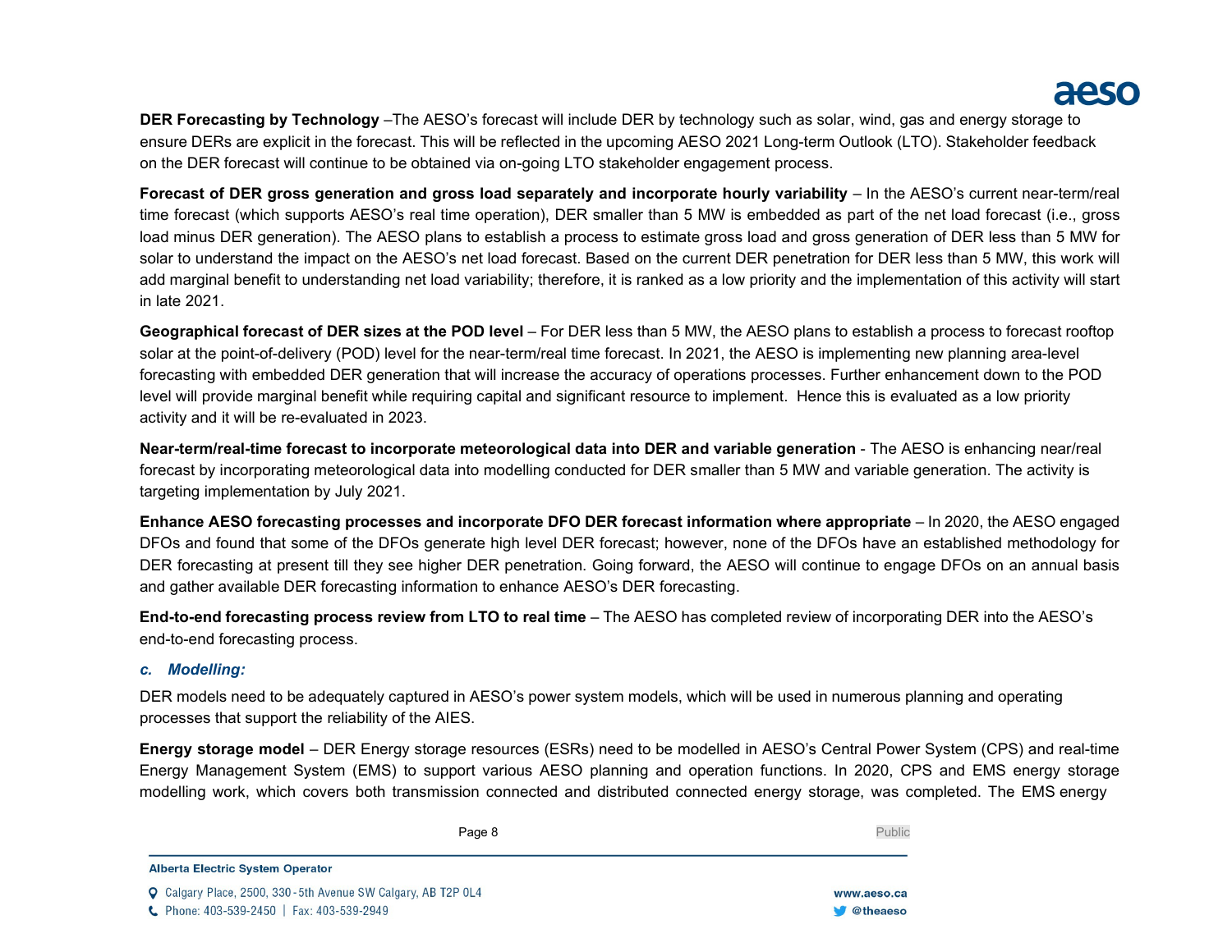**DER Forecasting by Technology** –The AESO's forecast will include DER by technology such as solar, wind, gas and energy storage to ensure DERs are explicit in the forecast. This will be reflected in the upcoming AESO 2021 Long-term Outlook (LTO). Stakeholder feedback on the DER forecast will continue to be obtained via on-going LTO stakeholder engagement process.

**Forecast of DER gross generation and gross load separately and incorporate hourly variability** – In the AESO's current near-term/real time forecast (which supports AESO's real time operation), DER smaller than 5 MW is embedded as part of the net load forecast (i.e., gross load minus DER generation). The AESO plans to establish a process to estimate gross load and gross generation of DER less than 5 MW for solar to understand the impact on the AESO's net load forecast. Based on the current DER penetration for DER less than 5 MW, this work will add marginal benefit to understanding net load variability; therefore, it is ranked as a low priority and the implementation of this activity will start in late 2021.

**Geographical forecast of DER sizes at the POD level** – For DER less than 5 MW, the AESO plans to establish a process to forecast rooftop solar at the point-of-delivery (POD) level for the near-term/real time forecast. In 2021, the AESO is implementing new planning area-level forecasting with embedded DER generation that will increase the accuracy of operations processes. Further enhancement down to the POD level will provide marginal benefit while requiring capital and significant resource to implement. Hence this is evaluated as a low priority activity and it will be re-evaluated in 2023.

**Near-term/real-time forecast to incorporate meteorological data into DER and variable generation** - The AESO is enhancing near/real forecast by incorporating meteorological data into modelling conducted for DER smaller than 5 MW and variable generation. The activity is targeting implementation by July 2021.

**Enhance AESO forecasting processes and incorporate DFO DER forecast information where appropriate** – In 2020, the AESO engaged DFOs and found that some of the DFOs generate high level DER forecast; however, none of the DFOs have an established methodology for DER forecasting at present till they see higher DER penetration. Going forward, the AESO will continue to engage DFOs on an annual basis and gather available DER forecasting information to enhance AESO's DER forecasting.

**End-to-end forecasting process review from LTO to real time** – The AESO has completed review of incorporating DER into the AESO's end-to-end forecasting process.

### *c. Modelling:*

DER models need to be adequately captured in AESO's power system models, which will be used in numerous planning and operating processes that support the reliability of the AIES.

**Energy storage model** – DER Energy storage resources (ESRs) need to be modelled in AESO's Central Power System (CPS) and real-time Energy Management System (EMS) to support various AESO planning and operation functions. In 2020, CPS and EMS energy storage modelling work, which covers both transmission connected and distributed connected energy storage, was completed. The EMS energy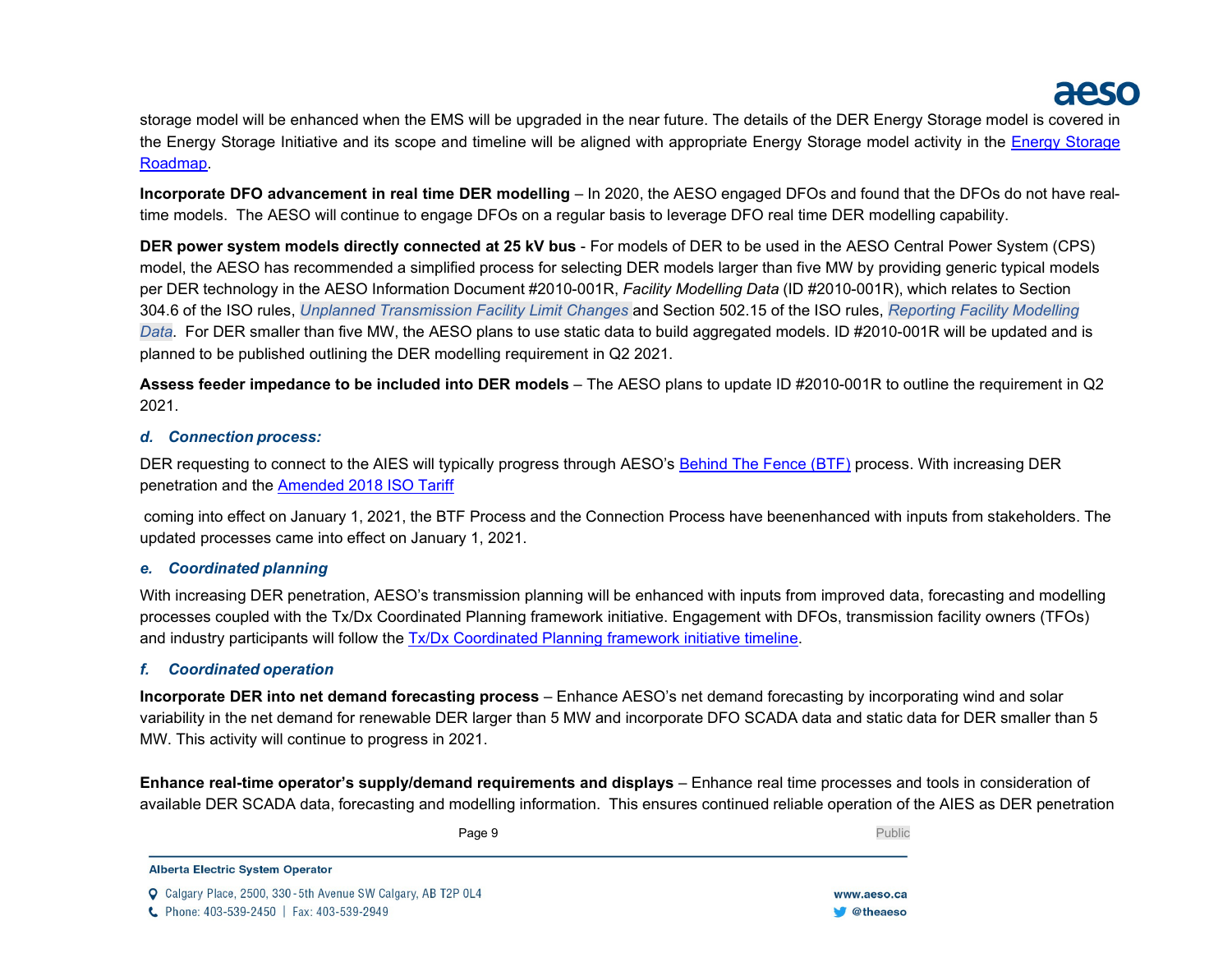storage model will be enhanced when the EMS will be upgraded in the near future. The details of the DER Energy Storage model is covered in the Energy Storage Initiative and its scope and timeline will be aligned with appropriate Energy Storage model activity in the Energy Storage Roadmap.

**Incorporate DFO advancement in real time DER modelling** – In 2020, the AESO engaged DFOs and found that the DFOs do not have real-time models. The AESO will continue to engage DFOs on a regular basis to leverage DFO real time DER modelling capability.

**DER power system models directly connected at 25 kV bus** - For models of DER to be used in the AESO Central Power System (CPS) model, the AESO has recommended a simplified process for selecting DER models larger than five MW by providing generic typical models per DER technology in the AESO Information Document #2010-001R, *Facility Modelling Data* (ID #2010-001R), which relates to Section 304.6 of the ISO rules, *Unplanned Transmission Facility Limit Changes* and Section 502.15 of the ISO rules, *Reporting Facility Modelling Data*. For DER smaller than five MW, the AESO plans to use static data to build aggregated models. ID #2010-001R will be updated and is planned to be published outlining the DER modelling requirement in Q2 2021.

**Assess feeder impedance to be included into DER models** – The AESO plans to update ID #2010-001R to outline the requirement in Q2 2021.

### *d. Connection process:*

DER requesting to connect to the AIES will typically progress through AESO's Behind The Fence (BTF) process. With increasing DER penetration and the Amended 2018 ISO Tariff

coming into effect on January 1, 2021, the BTF Process and the Connection Process have beenenhanced with inputs from stakeholders. The updated processes came into effect on January 1, 2021.

### *e. Coordinated planning*

With increasing DER penetration, AESO's transmission planning will be enhanced with inputs from improved data, forecasting and modelling processes coupled with the Tx/Dx Coordinated Planning framework initiative. Engagement with DFOs, transmission facility owners (TFOs) and industry participants will follow the Tx/Dx Coordinated Planning framework initiative timeline.

### *f. Coordinated operation*

**Incorporate DER into net demand forecasting process** – Enhance AESO's net demand forecasting by incorporating wind and solar variability in the net demand for renewable DER larger than 5 MW and incorporate DFO SCADA data and static data for DER smaller than 5 MW. This activity will continue to progress in 2021.

**Enhance real-time operator's supply/demand requirements and displays** – Enhance real time processes and tools in consideration of available DER SCADA data, forecasting and modelling information. This ensures continued reliable operation of the AIES as DER penetration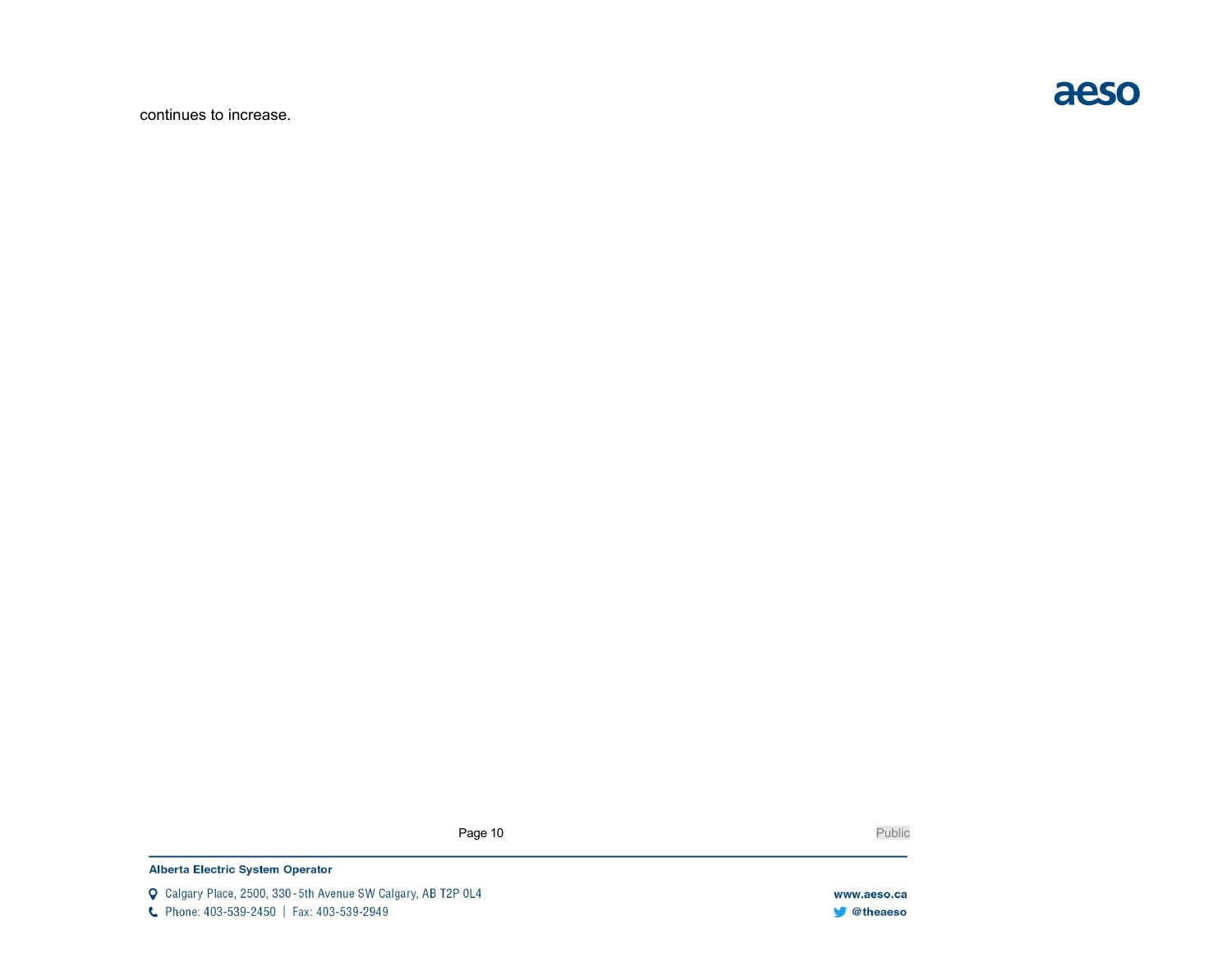continues to increase.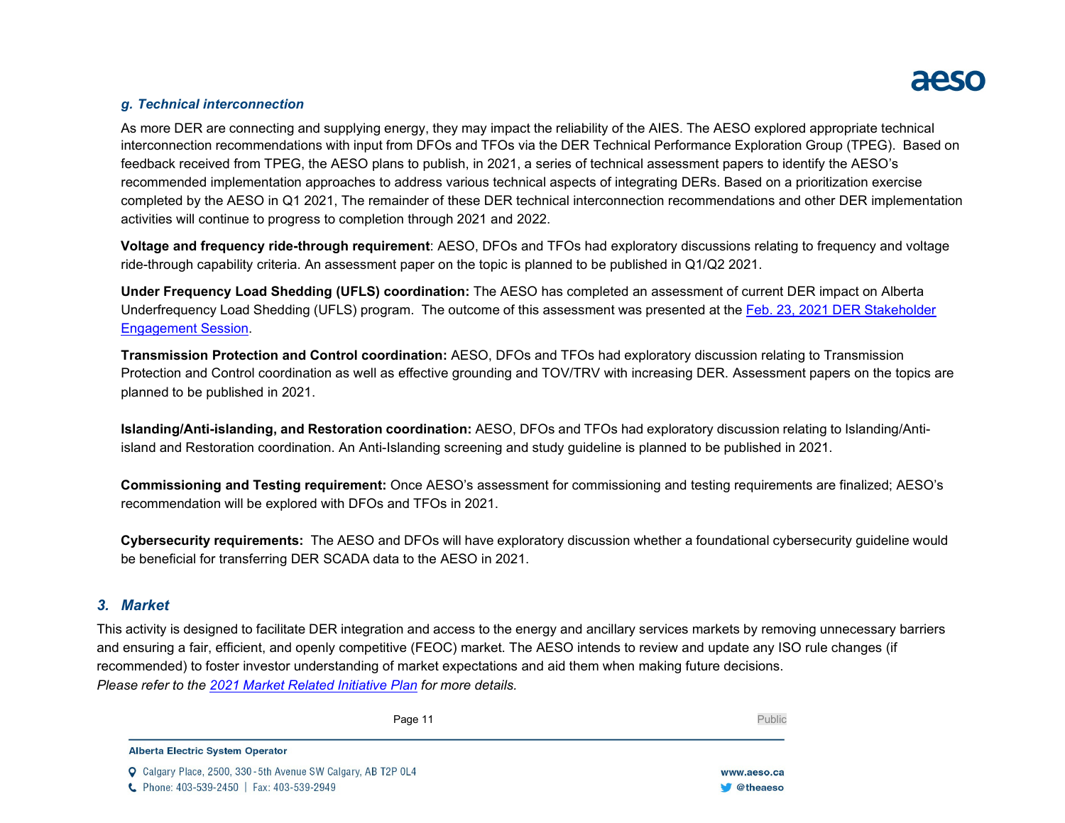### *g. Technical interconnection*

As more DER are connecting and supplying energy, they may impact the reliability of the AIES. The AESO explored appropriate technical interconnection recommendations with input from DFOs and TFOs via the DER Technical Performance Exploration Group (TPEG). Based on feedback received from TPEG, the AESO plans to publish, in 2021, a series of technical assessment papers to identify the AESO's recommended implementation approaches to address various technical aspects of integrating DERs. Based on a prioritization exercise completed by the AESO in Q1 2021, The remainder of these DER technical interconnection recommendations and other DER implementation activities will continue to progress to completion through 2021 and 2022.

**Voltage and frequency ride-through requirement**: AESO, DFOs and TFOs had exploratory discussions relating to frequency and voltage ride-through capability criteria. An assessment paper on the topic is planned to be published in Q1/Q2 2021.

**Under Frequency Load Shedding (UFLS) coordination:** The AESO has completed an assessment of current DER impact on Alberta Underfrequency Load Shedding (UFLS) program. The outcome of this assessment was presented at the [Feb. 23, 2021 DER Stakeholder Engagement Session](#).

**Transmission Protection and Control coordination:** AESO, DFOs and TFOs had exploratory discussion relating to Transmission Protection and Control coordination as well as effective grounding and TOV/TRV with increasing DER. Assessment papers on the topics are planned to be published in 2021.

**Islanding/Anti-islanding, and Restoration coordination:** AESO, DFOs and TFOs had exploratory discussion relating to Islanding/Anti-island and Restoration coordination. An Anti-Islanding screening and study guideline is planned to be published in 2021.

**Commissioning and Testing requirement:** Once AESO's assessment for commissioning and testing requirements are finalized; AESO's recommendation will be explored with DFOs and TFOs in 2021.

**Cybersecurity requirements:** The AESO and DFOs will have exploratory discussion whether a foundational cybersecurity guideline would be beneficial for transferring DER SCADA data to the AESO in 2021.

## *3. Market*

This activity is designed to facilitate DER integration and access to the energy and ancillary services markets by removing unnecessary barriers and ensuring a fair, efficient, and openly competitive (FEOC) market. The AESO intends to review and update any ISO rule changes (if recommended) to foster investor understanding of market expectations and aid them when making future decisions.
*Please refer to the [2021 Market Related Initiative Plan](#) for more details.*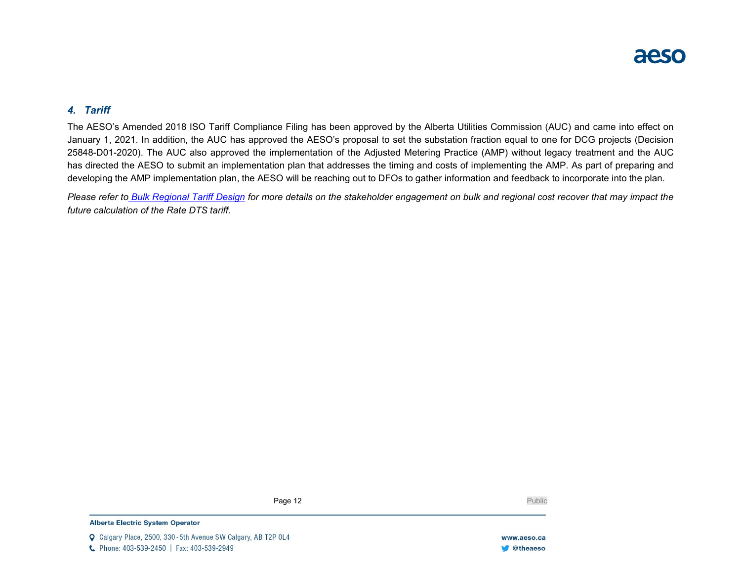### *4. Tariff*

The AESO's Amended 2018 ISO Tariff Compliance Filing has been approved by the Alberta Utilities Commission (AUC) and came into effect on January 1, 2021. In addition, the AUC has approved the AESO's proposal to set the substation fraction equal to one for DCG projects (Decision 25848-D01-2020). The AUC also approved the implementation of the Adjusted Metering Practice (AMP) without legacy treatment and the AUC has directed the AESO to submit an implementation plan that addresses the timing and costs of implementing the AMP. As part of preparing and developing the AMP implementation plan, the AESO will be reaching out to DFOs to gather information and feedback to incorporate into the plan.

*Please refer to Bulk Regional Tariff Design for more details on the stakeholder engagement on bulk and regional cost recover that may impact the future calculation of the Rate DTS tariff.*